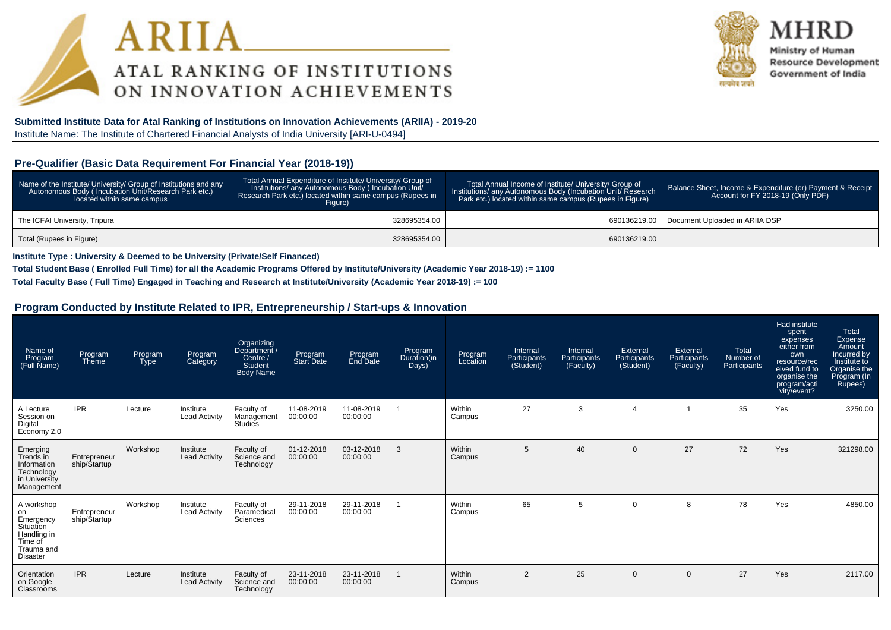# ARIIA
## ATAL RANKING OF INSTITUTIONS ON INNOVATION ACHIEVEMENTS

**MHRD**
Ministry of Human Resource Development
Government of India

**Submitted Institute Data for Atal Ranking of Institutions on Innovation Achievements (ARIIA) - 2019-20**
Institute Name: The Institute of Chartered Financial Analysts of India University [ARI-U-0494]

### Pre-Qualifier (Basic Data Requirement For Financial Year (2018-19))

| Name of the Institute/ University/ Group of Institutions and any Autonomous Body ( Incubation Unit/Research Park etc.) located within same campus | Total Annual Expenditure of Institute/ University/ Group of Institutions/ any Autonomous Body ( Incubation Unit/ Research Park etc.) located within same campus (Rupees in Figure) | Total Annual Income of Institute/ University/ Group of Institutions/ any Autonomous Body (Incubation Unit/ Research Park etc.) located within same campus (Rupees in Figure) | Balance Sheet, Income & Expenditure (or) Payment & Receipt Account for FY 2018-19 (Only PDF) |
|---|---|---|---|
| The ICFAI University, Tripura | 328695354.00 | 690136219.00 | Document Uploaded in ARIIA DSP |
| Total (Rupees in Figure) | 328695354.00 | 690136219.00 | |

**Institute Type : University & Deemed to be University (Private/Self Financed)**

**Total Student Base ( Enrolled Full Time) for all the Academic Programs Offered by Institute/University (Academic Year 2018-19) := 1100**

**Total Faculty Base ( Full Time) Engaged in Teaching and Research at Institute/University (Academic Year 2018-19) := 100**

### Program Conducted by Institute Related to IPR, Entrepreneurship / Start-ups & Innovation

| Name of Program (Full Name) | Program Theme | Program Type | Program Category | Organizing Department / Centre / Student Body Name | Program Start Date | Program End Date | Program Duration(in Days) | Program Location | Internal Participants (Student) | Internal Participants (Faculty) | External Participants (Student) | External Participants (Faculty) | Total Number of Participants | Had institute spent expenses either from own resource/received fund to organise the program/activity/event? | Total Expense Amount Incurred by Institute to Organise the Program (In Rupees) |
|---|---|---|---|---|---|---|---|---|---|---|---|---|---|---|---|
| A Lecture Session on Digital Economy 2.0 | IPR | Lecture | Institute Lead Activity | Faculty of Management Studies | 11-08-2019 00:00:00 | 11-08-2019 00:00:00 | 1 | Within Campus | 27 | 3 | 4 | 1 | 35 | Yes | 3250.00 |
| Emerging Trends in Information Technology in University Management | Entrepreneurship/Startup | Workshop | Institute Lead Activity | Faculty of Science and Technology | 01-12-2018 00:00:00 | 03-12-2018 00:00:00 | 3 | Within Campus | 5 | 40 | 0 | 27 | 72 | Yes | 321298.00 |
| A workshop on Emergency Situation Handling in Time of Trauma and Disaster | Entrepreneurship/Startup | Workshop | Institute Lead Activity | Faculty of Paramedical Sciences | 29-11-2018 00:00:00 | 29-11-2018 00:00:00 | 1 | Within Campus | 65 | 5 | 0 | 8 | 78 | Yes | 4850.00 |
| Orientation on Google Classrooms | IPR | Lecture | Institute Lead Activity | Faculty of Science and Technology | 23-11-2018 00:00:00 | 23-11-2018 00:00:00 | 1 | Within Campus | 2 | 25 | 0 | 0 | 27 | Yes | 2117.00 |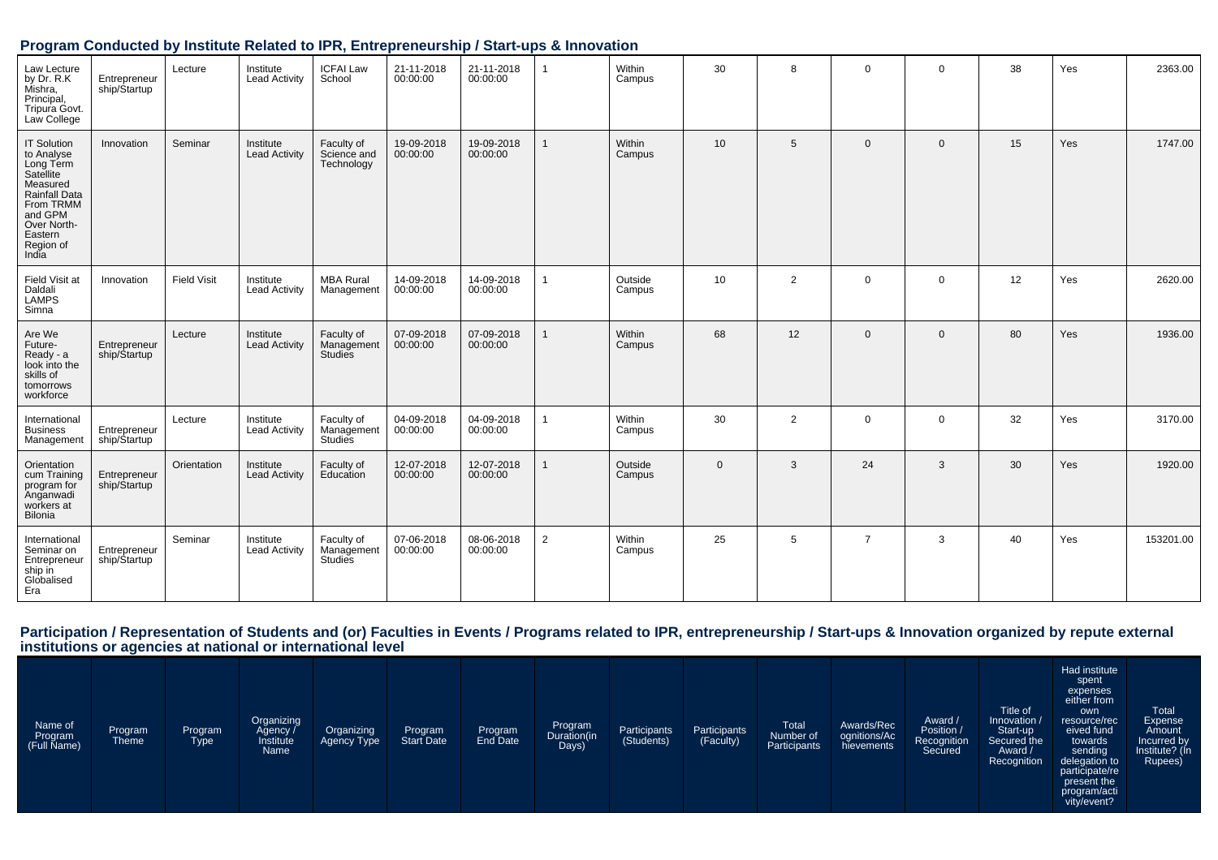## Program Conducted by Institute Related to IPR, Entrepreneurship / Start-ups & Innovation

| | | | | | | | | | | | | | | | |
|---|---|---|---|---|---|---|---|---|---|---|---|---|---|---|---|
| Law Lecture by Dr. R.K Mishra, Principal, Tripura Govt. Law College | Entrepreneurship/Startup | Lecture | Institute Lead Activity | ICFAI Law School | 21-11-2018 00:00:00 | 21-11-2018 00:00:00 | 1 | Within Campus | 30 | 8 | 0 | 0 | 38 | Yes | 2363.00 |
| IT Solution to Analyse Long Term Satellite Measured Rainfall Data From TRMM and GPM Over North-Eastern Region of India | Innovation | Seminar | Institute Lead Activity | Faculty of Science and Technology | 19-09-2018 00:00:00 | 19-09-2018 00:00:00 | 1 | Within Campus | 10 | 5 | 0 | 0 | 15 | Yes | 1747.00 |
| Field Visit at Daldali LAMPS Simna | Innovation | Field Visit | Institute Lead Activity | MBA Rural Management | 14-09-2018 00:00:00 | 14-09-2018 00:00:00 | 1 | Outside Campus | 10 | 2 | 0 | 0 | 12 | Yes | 2620.00 |
| Are We Future-Ready - a look into the skills of tomorrows workforce | Entrepreneurship/Startup | Lecture | Institute Lead Activity | Faculty of Management Studies | 07-09-2018 00:00:00 | 07-09-2018 00:00:00 | 1 | Within Campus | 68 | 12 | 0 | 0 | 80 | Yes | 1936.00 |
| International Business Management | Entrepreneurship/Startup | Lecture | Institute Lead Activity | Faculty of Management Studies | 04-09-2018 00:00:00 | 04-09-2018 00:00:00 | 1 | Within Campus | 30 | 2 | 0 | 0 | 32 | Yes | 3170.00 |
| Orientation cum Training program for Anganwadi workers at Bilonia | Entrepreneurship/Startup | Orientation | Institute Lead Activity | Faculty of Education | 12-07-2018 00:00:00 | 12-07-2018 00:00:00 | 1 | Outside Campus | 0 | 3 | 24 | 3 | 30 | Yes | 1920.00 |
| International Seminar on Entrepreneurship in Globalised Era | Entrepreneurship/Startup | Seminar | Institute Lead Activity | Faculty of Management Studies | 07-06-2018 00:00:00 | 08-06-2018 00:00:00 | 2 | Within Campus | 25 | 5 | 7 | 3 | 40 | Yes | 153201.00 |

## Participation / Representation of Students and (or) Faculties in Events / Programs related to IPR, entrepreneurship / Start-ups & Innovation organized by repute external institutions or agencies at national or international level

| Name of Program (Full Name) | Program Theme | Program Type | Organizing Agency / Institute Name | Organizing Agency Type | Program Start Date | Program End Date | Program Duration(in Days) | Participants (Students) | Participants (Faculty) | Total Number of Participants | Awards/Recognitions/Achievements | Award / Position / Recognition Secured | Title of Innovation / Start-up Secured the Award / Recognition | Had institute spent expenses either from own resource/received fund towards sending delegation to participate/represent the program/activity/event? | Total Expense Amount Incurred by Institute? (In Rupees) |
|---|---|---|---|---|---|---|---|---|---|---|---|---|---|---|---|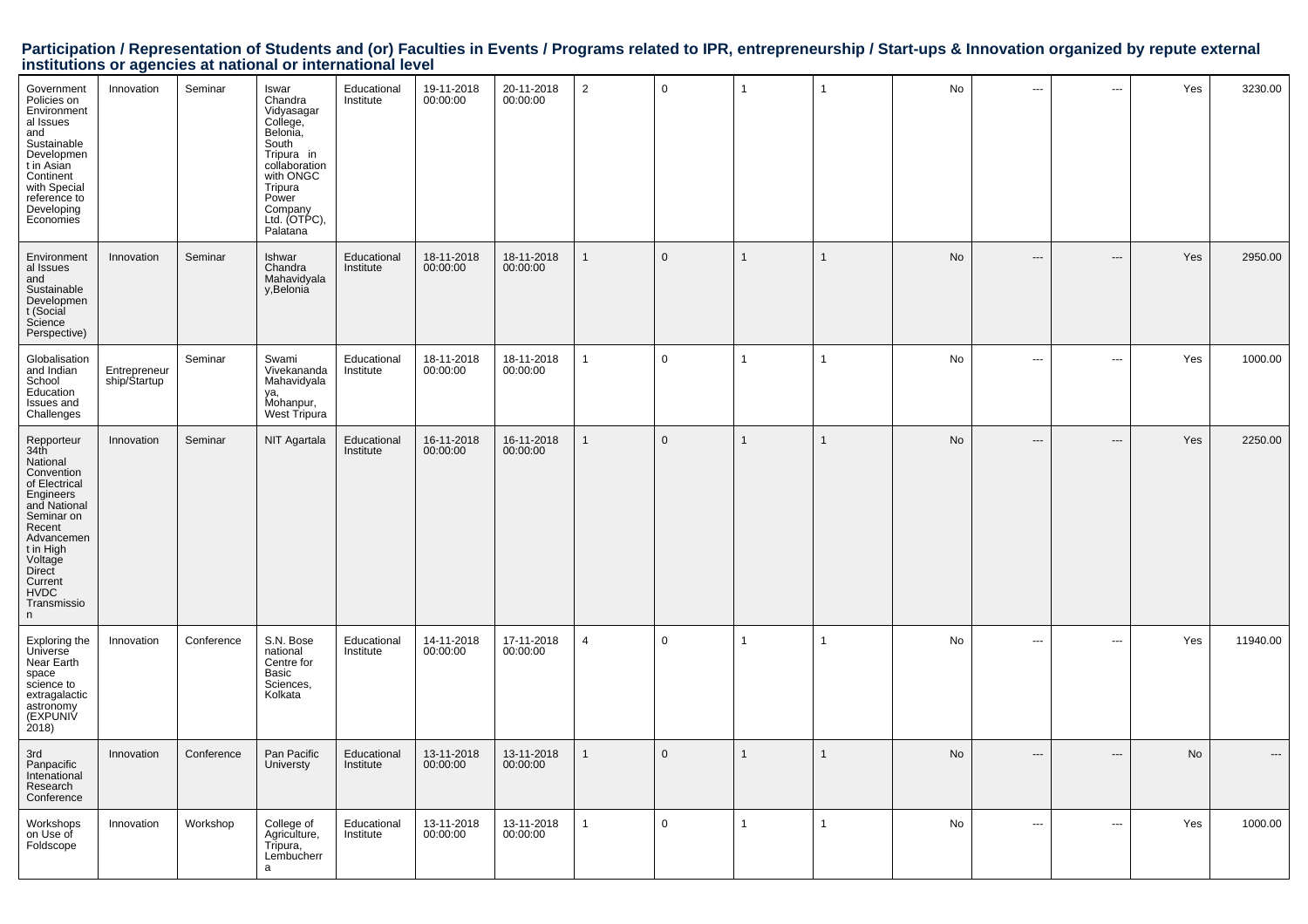## Participation / Representation of Students and (or) Faculties in Events / Programs related to IPR, entrepreneurship / Start-ups & Innovation organized by repute external institutions or agencies at national or international level

| | | | | | | | | | | | | | | | |
|---|---|---|---|---|---|---|---|---|---|---|---|---|---|---|---|
| Government Policies on Environmental Issues and Sustainable Development in Asian Continent with Special reference to Developing Economies | Innovation | Seminar | Iswar Chandra Vidyasagar College, Belonia, South Tripura in collaboration with ONGC Tripura Power Company Ltd. (OTPC), Palatana | Educational Institute | 19-11-2018 00:00:00 | 20-11-2018 00:00:00 | 2 | 0 | 1 | 1 | No | --- | --- | Yes | 3230.00 |
| Environmental Issues and Sustainable Development (Social Science Perspective) | Innovation | Seminar | Ishwar Chandra Mahavidyalay,Belonia | Educational Institute | 18-11-2018 00:00:00 | 18-11-2018 00:00:00 | 1 | 0 | 1 | 1 | No | --- | --- | Yes | 2950.00 |
| Globalisation and Indian School Education Issues and Challenges | Entrepreneurship/Startup | Seminar | Swami Vivekananda Mahavidyalaya, Mohanpur, West Tripura | Educational Institute | 18-11-2018 00:00:00 | 18-11-2018 00:00:00 | 1 | 0 | 1 | 1 | No | --- | --- | Yes | 1000.00 |
| Repporteur 34th National Convention of Electrical Engineers and National Seminar on Recent Advancement in High Voltage Direct Current HVDC Transmission | Innovation | Seminar | NIT Agartala | Educational Institute | 16-11-2018 00:00:00 | 16-11-2018 00:00:00 | 1 | 0 | 1 | 1 | No | --- | --- | Yes | 2250.00 |
| Exploring the Universe Near Earth space science to extragalactic astronomy (EXPUNIV 2018) | Innovation | Conference | S.N. Bose national Centre for Basic Sciences, Kolkata | Educational Institute | 14-11-2018 00:00:00 | 17-11-2018 00:00:00 | 4 | 0 | 1 | 1 | No | --- | --- | Yes | 11940.00 |
| 3rd Panpacific Intenational Research Conference | Innovation | Conference | Pan Pacific Universty | Educational Institute | 13-11-2018 00:00:00 | 13-11-2018 00:00:00 | 1 | 0 | 1 | 1 | No | --- | --- | No | --- |
| Workshops on Use of Foldscope | Innovation | Workshop | College of Agriculture, Tripura, Lembucherra | Educational Institute | 13-11-2018 00:00:00 | 13-11-2018 00:00:00 | 1 | 0 | 1 | 1 | No | --- | --- | Yes | 1000.00 |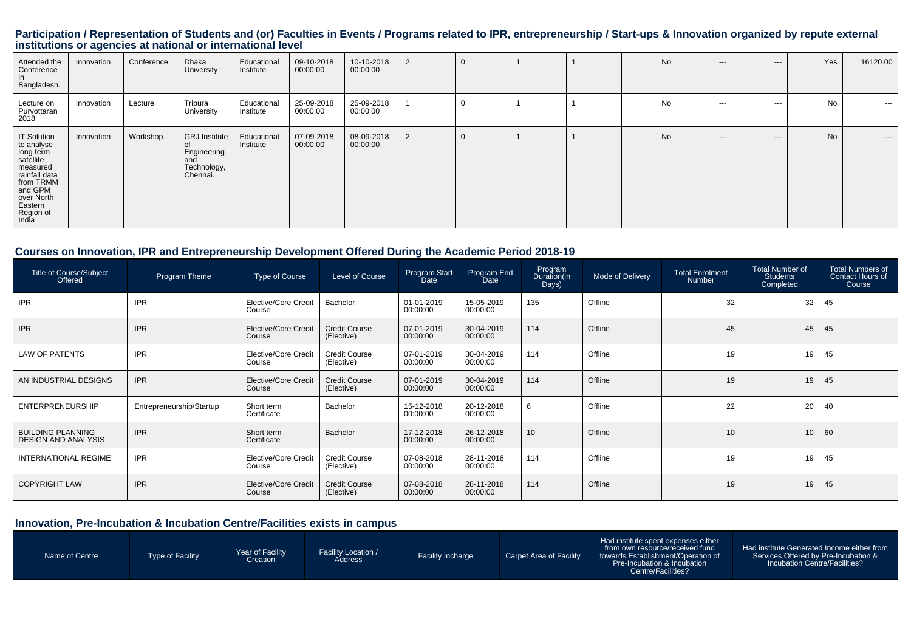## Participation / Representation of Students and (or) Faculties in Events / Programs related to IPR, entrepreneurship / Start-ups & Innovation organized by repute external institutions or agencies at national or international level

| | | | | | | | | | | | | | | |
|---|---|---|---|---|---|---|---|---|---|---|---|---|---|---|
| Attended the Conference in Bangladesh. | Innovation | Conference | Dhaka University | Educational Institute | 09-10-2018 00:00:00 | 10-10-2018 00:00:00 | 2 | 0 | 1 | 1 | No | --- | --- | Yes | 16120.00 |
| Lecture on Purvottaran 2018 | Innovation | Lecture | Tripura University | Educational Institute | 25-09-2018 00:00:00 | 25-09-2018 00:00:00 | 1 | 0 | 1 | 1 | No | --- | --- | No | --- |
| IT Solution to analyse long term satellite measured rainfall data from TRMM and GPM over North Eastern Region of India | Innovation | Workshop | GRJ Institute of Engineering and Technology, Chennai. | Educational Institute | 07-09-2018 00:00:00 | 08-09-2018 00:00:00 | 2 | 0 | 1 | 1 | No | --- | --- | No | --- |

## Courses on Innovation, IPR and Entrepreneurship Development Offered During the Academic Period 2018-19

| Title of Course/Subject Offered | Program Theme | Type of Course | Level of Course | Program Start Date | Program End Date | Program Duration(in Days) | Mode of Delivery | Total Enrolment Number | Total Number of Students Completed | Total Numbers of Contact Hours of Course |
|---|---|---|---|---|---|---|---|---|---|---|
| IPR | IPR | Elective/Core Credit Course | Bachelor | 01-01-2019 00:00:00 | 15-05-2019 00:00:00 | 135 | Offline | 32 | 32 | 45 |
| IPR | IPR | Elective/Core Credit Course | Credit Course (Elective) | 07-01-2019 00:00:00 | 30-04-2019 00:00:00 | 114 | Offline | 45 | 45 | 45 |
| LAW OF PATENTS | IPR | Elective/Core Credit Course | Credit Course (Elective) | 07-01-2019 00:00:00 | 30-04-2019 00:00:00 | 114 | Offline | 19 | 19 | 45 |
| AN INDUSTRIAL DESIGNS | IPR | Elective/Core Credit Course | Credit Course (Elective) | 07-01-2019 00:00:00 | 30-04-2019 00:00:00 | 114 | Offline | 19 | 19 | 45 |
| ENTERPRENEURSHIP | Entrepreneurship/Startup | Short term Certificate | Bachelor | 15-12-2018 00:00:00 | 20-12-2018 00:00:00 | 6 | Offline | 22 | 20 | 40 |
| BUILDING PLANNING DESIGN AND ANALYSIS | IPR | Short term Certificate | Bachelor | 17-12-2018 00:00:00 | 26-12-2018 00:00:00 | 10 | Offline | 10 | 10 | 60 |
| INTERNATIONAL REGIME | IPR | Elective/Core Credit Course | Credit Course (Elective) | 07-08-2018 00:00:00 | 28-11-2018 00:00:00 | 114 | Offline | 19 | 19 | 45 |
| COPYRIGHT LAW | IPR | Elective/Core Credit Course | Credit Course (Elective) | 07-08-2018 00:00:00 | 28-11-2018 00:00:00 | 114 | Offline | 19 | 19 | 45 |

## Innovation, Pre-Incubation & Incubation Centre/Facilities exists in campus

| Name of Centre | Type of Facility | Year of Facility Creation | Facility Location / Address | Facility Incharge | Carpet Area of Facility | Had institute spent expenses either from own resource/received fund towards Establishment/Operation of Pre-Incubation & Incubation Centre/Facilities? | Had institute Generated Income either from Services Offered by Pre-Incubation & Incubation Centre/Facilities? |
|---|---|---|---|---|---|---|---|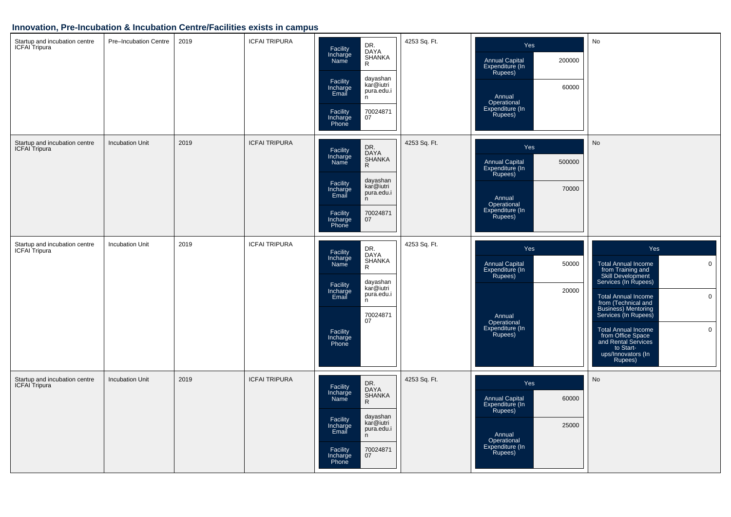## Innovation, Pre-Incubation & Incubation Centre/Facilities exists in campus

| | | | | | | | |
|---|---|---|---|---|---|---|---|
| Startup and incubation centre ICFAI Tripura | Pre–Incubation Centre | 2019 | ICFAI TRIPURA | Facility Incharge Name: DR. DAYA SHANKAR; Facility Incharge Email: dayashankar@iutripura.edu.in; Facility Incharge Phone: 7002487107 | 4253 Sq. Ft. | Yes; Annual Capital Expenditure (In Rupees): 200000; Annual Operational Expenditure (In Rupees): 60000 | No |
| Startup and incubation centre ICFAI Tripura | Incubation Unit | 2019 | ICFAI TRIPURA | Facility Incharge Name: DR. DAYA SHANKAR; Facility Incharge Email: dayashankar@iutripura.edu.in; Facility Incharge Phone: 7002487107 | 4253 Sq. Ft. | Yes; Annual Capital Expenditure (In Rupees): 500000; Annual Operational Expenditure (In Rupees): 70000 | No |
| Startup and incubation centre ICFAI Tripura | Incubation Unit | 2019 | ICFAI TRIPURA | Facility Incharge Name: DR. DAYA SHANKAR; Facility Incharge Email: dayashankar@iutripura.edu.in; Facility Incharge Phone: 7002487107 | 4253 Sq. Ft. | Yes; Annual Capital Expenditure (In Rupees): 50000; Annual Operational Expenditure (In Rupees): 20000 | Yes; Total Annual Income from Training and Skill Development Services (In Rupees): 0; Total Annual Income from (Technical and Business) Mentoring Services (In Rupees): 0; Total Annual Income from Office Space and Rental Services to Start-ups/Innovators (In Rupees): 0 |
| Startup and incubation centre ICFAI Tripura | Incubation Unit | 2019 | ICFAI TRIPURA | Facility Incharge Name: DR. DAYA SHANKAR; Facility Incharge Email: dayashankar@iutripura.edu.in; Facility Incharge Phone: 7002487107 | 4253 Sq. Ft. | Yes; Annual Capital Expenditure (In Rupees): 60000; Annual Operational Expenditure (In Rupees): 25000 | No |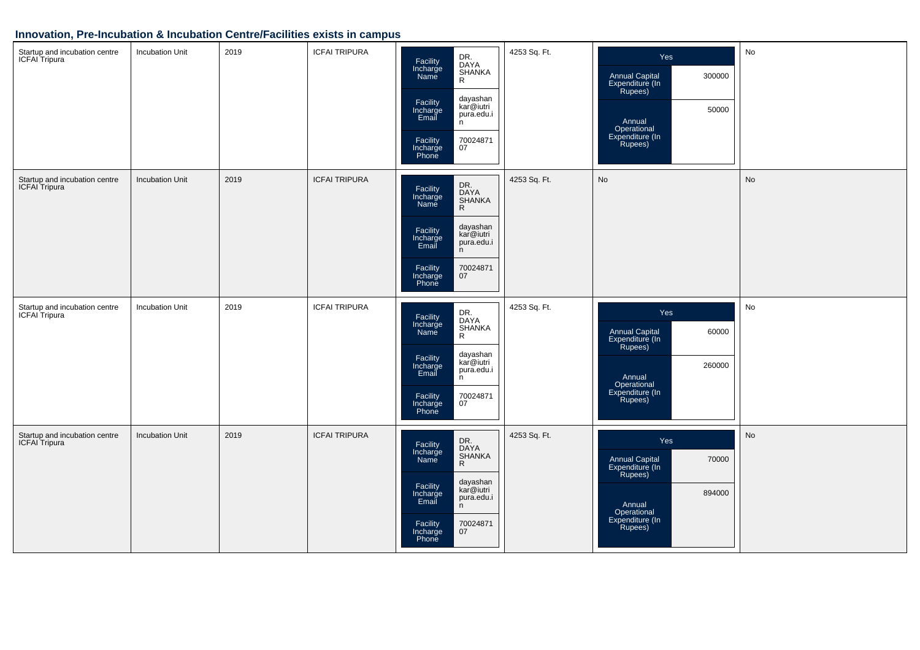## Innovation, Pre-Incubation & Incubation Centre/Facilities exists in campus

| | | | | | | | |
|---|---|---|---|---|---|---|---|
| Startup and incubation centre ICFAI Tripura | Incubation Unit | 2019 | ICFAI TRIPURA | Facility Incharge Name: DR. DAYA SHANKAR; Facility Incharge Email: dayashankar@iutripura.edu.in; Facility Incharge Phone: 7002487107 | 4253 Sq. Ft. | Yes; Annual Capital Expenditure (In Rupees): 300000; Annual Operational Expenditure (In Rupees): 50000 | No |
| Startup and incubation centre ICFAI Tripura | Incubation Unit | 2019 | ICFAI TRIPURA | Facility Incharge Name: DR. DAYA SHANKAR; Facility Incharge Email: dayashankar@iutripura.edu.in; Facility Incharge Phone: 7002487107 | 4253 Sq. Ft. | No | No |
| Startup and incubation centre ICFAI Tripura | Incubation Unit | 2019 | ICFAI TRIPURA | Facility Incharge Name: DR. DAYA SHANKAR; Facility Incharge Email: dayashankar@iutripura.edu.in; Facility Incharge Phone: 7002487107 | 4253 Sq. Ft. | Yes; Annual Capital Expenditure (In Rupees): 60000; Annual Operational Expenditure (In Rupees): 260000 | No |
| Startup and incubation centre ICFAI Tripura | Incubation Unit | 2019 | ICFAI TRIPURA | Facility Incharge Name: DR. DAYA SHANKAR; Facility Incharge Email: dayashankar@iutripura.edu.in; Facility Incharge Phone: 7002487107 | 4253 Sq. Ft. | Yes; Annual Capital Expenditure (In Rupees): 70000; Annual Operational Expenditure (In Rupees): 894000 | No |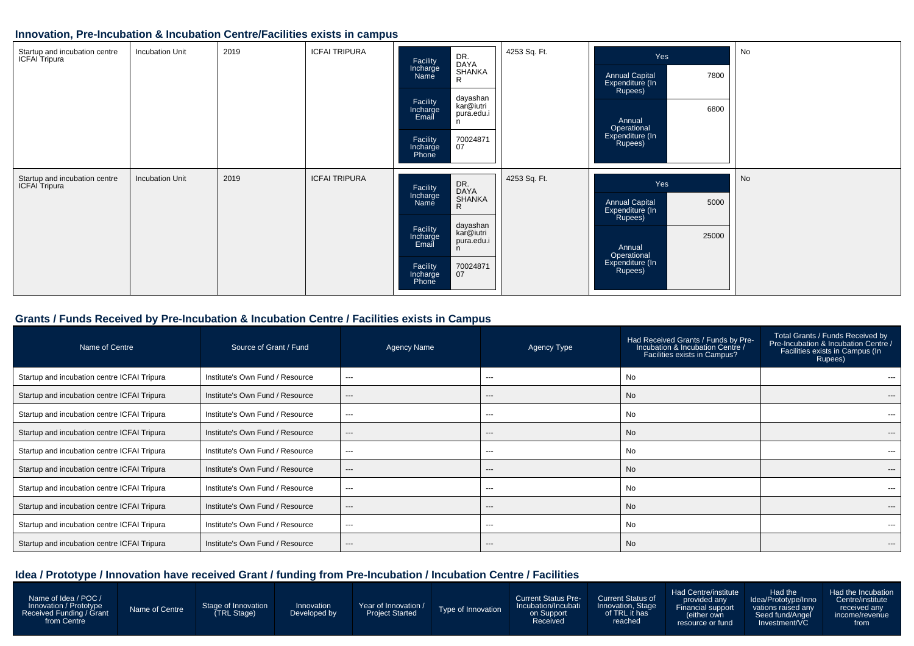## Innovation, Pre-Incubation & Incubation Centre/Facilities exists in campus

| | | | | | | | |
|---|---|---|---|---|---|---|---|
| Startup and incubation centre ICFAI Tripura | Incubation Unit | 2019 | ICFAI TRIPURA | Facility Incharge Name: DR. DAYA SHANKAR; Facility Incharge Email: dayashankar@iutripura.edu.in; Facility Incharge Phone: 7002487107 | 4253 Sq. Ft. | Yes; Annual Capital Expenditure (In Rupees): 7800; Annual Operational Expenditure (In Rupees): 6800 | No |
| Startup and incubation centre ICFAI Tripura | Incubation Unit | 2019 | ICFAI TRIPURA | Facility Incharge Name: DR. DAYA SHANKAR; Facility Incharge Email: dayashankar@iutripura.edu.in; Facility Incharge Phone: 7002487107 | 4253 Sq. Ft. | Yes; Annual Capital Expenditure (In Rupees): 5000; Annual Operational Expenditure (In Rupees): 25000 | No |

## Grants / Funds Received by Pre-Incubation & Incubation Centre / Facilities exists in Campus

| Name of Centre | Source of Grant / Fund | Agency Name | Agency Type | Had Received Grants / Funds by Pre-Incubation & Incubation Centre / Facilities exists in Campus? | Total Grants / Funds Received by Pre-Incubation & Incubation Centre / Facilities exists in Campus (In Rupees) |
|---|---|---|---|---|---|
| Startup and incubation centre ICFAI Tripura | Institute's Own Fund / Resource | --- | --- | No | --- |
| Startup and incubation centre ICFAI Tripura | Institute's Own Fund / Resource | --- | --- | No | --- |
| Startup and incubation centre ICFAI Tripura | Institute's Own Fund / Resource | --- | --- | No | --- |
| Startup and incubation centre ICFAI Tripura | Institute's Own Fund / Resource | --- | --- | No | --- |
| Startup and incubation centre ICFAI Tripura | Institute's Own Fund / Resource | --- | --- | No | --- |
| Startup and incubation centre ICFAI Tripura | Institute's Own Fund / Resource | --- | --- | No | --- |
| Startup and incubation centre ICFAI Tripura | Institute's Own Fund / Resource | --- | --- | No | --- |
| Startup and incubation centre ICFAI Tripura | Institute's Own Fund / Resource | --- | --- | No | --- |
| Startup and incubation centre ICFAI Tripura | Institute's Own Fund / Resource | --- | --- | No | --- |
| Startup and incubation centre ICFAI Tripura | Institute's Own Fund / Resource | --- | --- | No | --- |

## Idea / Prototype / Innovation have received Grant / funding from Pre-Incubation / Incubation Centre / Facilities

| Name of Idea / POC / Innovation / Prototype Received Funding / Grant from Centre | Name of Centre | Stage of Innovation (TRL Stage) | Innovation Developed by | Year of Innovation / Project Started | Type of Innovation | Current Status Pre-Incubation/Incubation on Support Received | Current Status of Innovation, Stage of TRL it has reached | Had Centre/institute provided any Financial support (either own resource or fund | Had the Idea/Prototype/Innovations raised any Seed fund/Angel Investment/VC | Had the Incubation Centre/institute received any income/revenue from |
|---|---|---|---|---|---|---|---|---|---|---|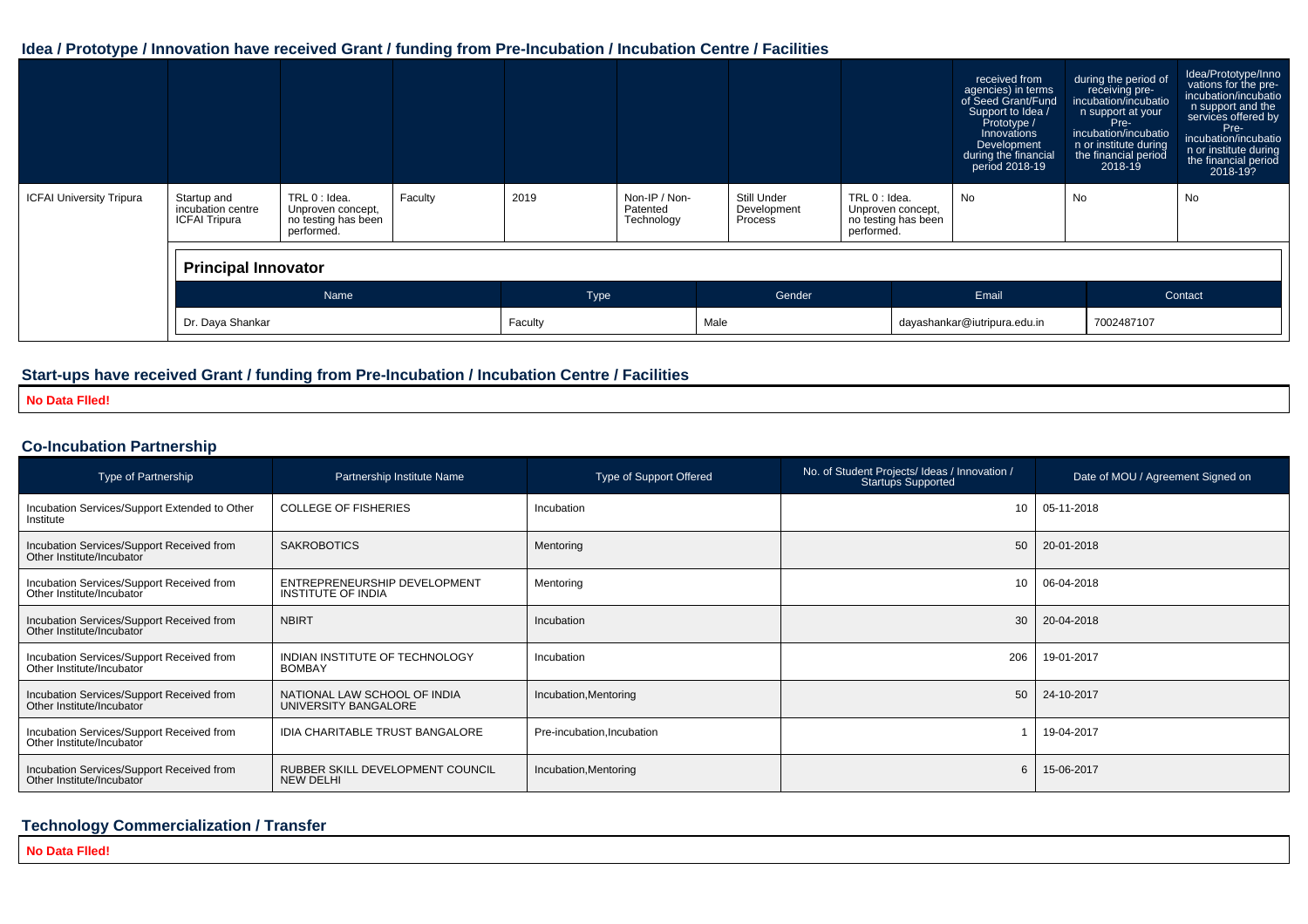## Idea / Prototype / Innovation have received Grant / funding from Pre-Incubation / Incubation Centre / Facilities

| | | | | | | | | received from agencies) in terms of Seed Grant/Fund Support to Idea / Prototype / Innovations Development during the financial period 2018-19 | during the period of receiving pre-incubation/incubation support at your Pre-incubation/incubation or institute during the financial period 2018-19 | Idea/Prototype/Innovations for the pre-incubation/incubation support and the services offered by Pre-incubation/incubation or institute during the financial period 2018-19? |
|---|---|---|---|---|---|---|---|---|---|---|
| ICFAI University Tripura | Startup and incubation centre ICFAI Tripura | TRL 0 : Idea. Unproven concept, no testing has been performed. | Faculty | 2019 | Non-IP / Non-Patented Technology | Still Under Development Process | TRL 0 : Idea. Unproven concept, no testing has been performed. | No | No | No |

**Principal Innovator**

| Name | Type | Gender | Email | Contact |
|---|---|---|---|---|
| Dr. Daya Shankar | Faculty | Male | dayashankar@iutripura.edu.in | 7002487107 |

## Start-ups have received Grant / funding from Pre-Incubation / Incubation Centre / Facilities

**No Data Flled!**

## Co-Incubation Partnership

| Type of Partnership | Partnership Institute Name | Type of Support Offered | No. of Student Projects/ Ideas / Innovation / Startups Supported | Date of MOU / Agreement Signed on |
|---|---|---|---|---|
| Incubation Services/Support Extended to Other Institute | COLLEGE OF FISHERIES | Incubation | 10 | 05-11-2018 |
| Incubation Services/Support Received from Other Institute/Incubator | SAKROBOTICS | Mentoring | 50 | 20-01-2018 |
| Incubation Services/Support Received from Other Institute/Incubator | ENTREPRENEURSHIP DEVELOPMENT INSTITUTE OF INDIA | Mentoring | 10 | 06-04-2018 |
| Incubation Services/Support Received from Other Institute/Incubator | NBIRT | Incubation | 30 | 20-04-2018 |
| Incubation Services/Support Received from Other Institute/Incubator | INDIAN INSTITUTE OF TECHNOLOGY BOMBAY | Incubation | 206 | 19-01-2017 |
| Incubation Services/Support Received from Other Institute/Incubator | NATIONAL LAW SCHOOL OF INDIA UNIVERSITY BANGALORE | Incubation,Mentoring | 50 | 24-10-2017 |
| Incubation Services/Support Received from Other Institute/Incubator | IDIA CHARITABLE TRUST BANGALORE | Pre-incubation,Incubation | 1 | 19-04-2017 |
| Incubation Services/Support Received from Other Institute/Incubator | RUBBER SKILL DEVELOPMENT COUNCIL NEW DELHI | Incubation,Mentoring | 6 | 15-06-2017 |

## Technology Commercialization / Transfer

**No Data Flled!**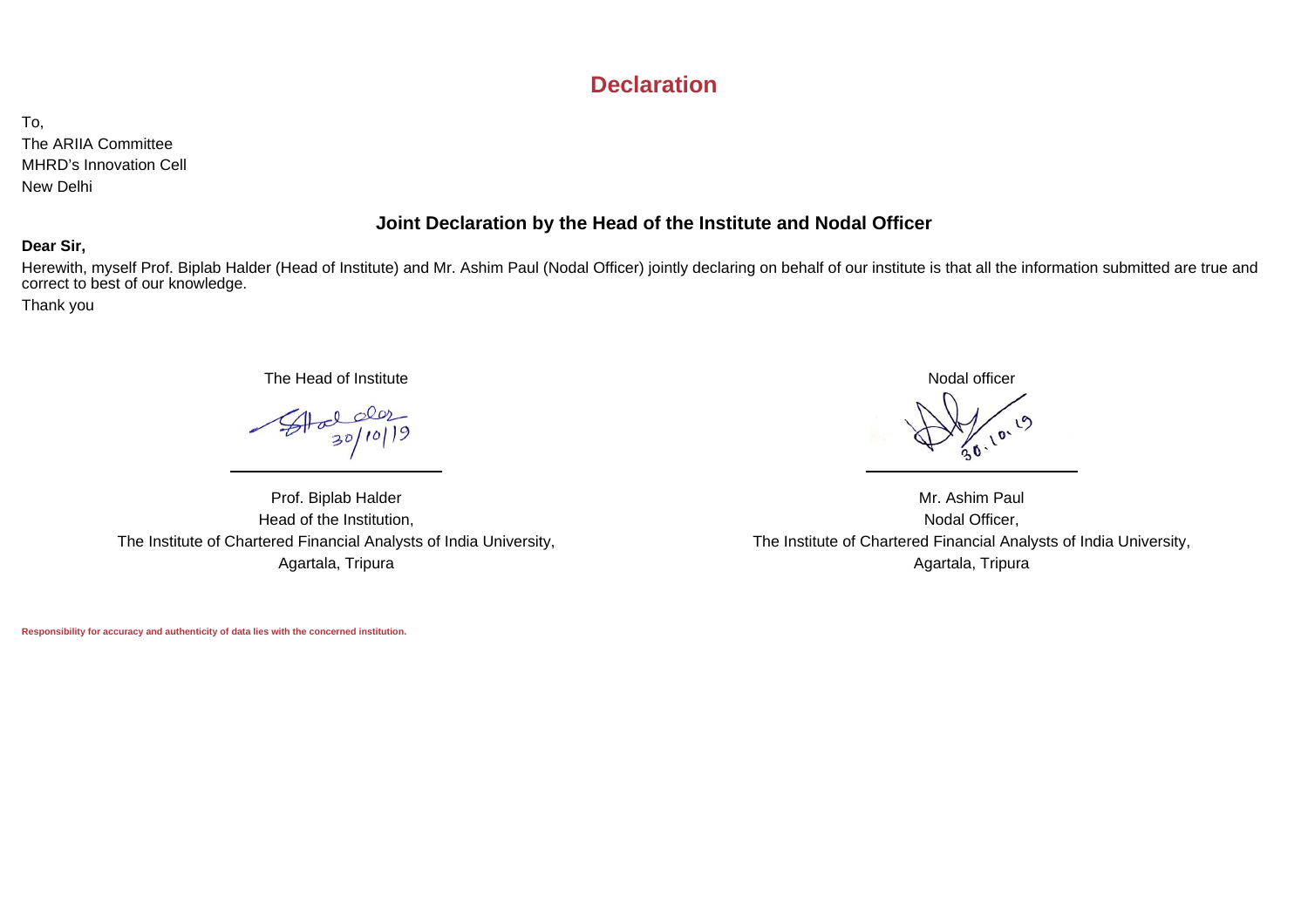# Declaration

To,
The ARIIA Committee
MHRD's Innovation Cell
New Delhi

## Joint Declaration by the Head of the Institute and Nodal Officer

**Dear Sir,**

Herewith, myself Prof. Biplab Halder (Head of Institute) and Mr. Ashim Paul (Nodal Officer) jointly declaring on behalf of our institute is that all the information submitted are true and correct to best of our knowledge.

Thank you

The Head of Institute

30/10/19

Prof. Biplab Halder
Head of the Institution,
The Institute of Chartered Financial Analysts of India University,
Agartala, Tripura

Nodal officer

30.10.19

Mr. Ashim Paul
Nodal Officer,
The Institute of Chartered Financial Analysts of India University,
Agartala, Tripura

**Responsibility for accuracy and authenticity of data lies with the concerned institution.**